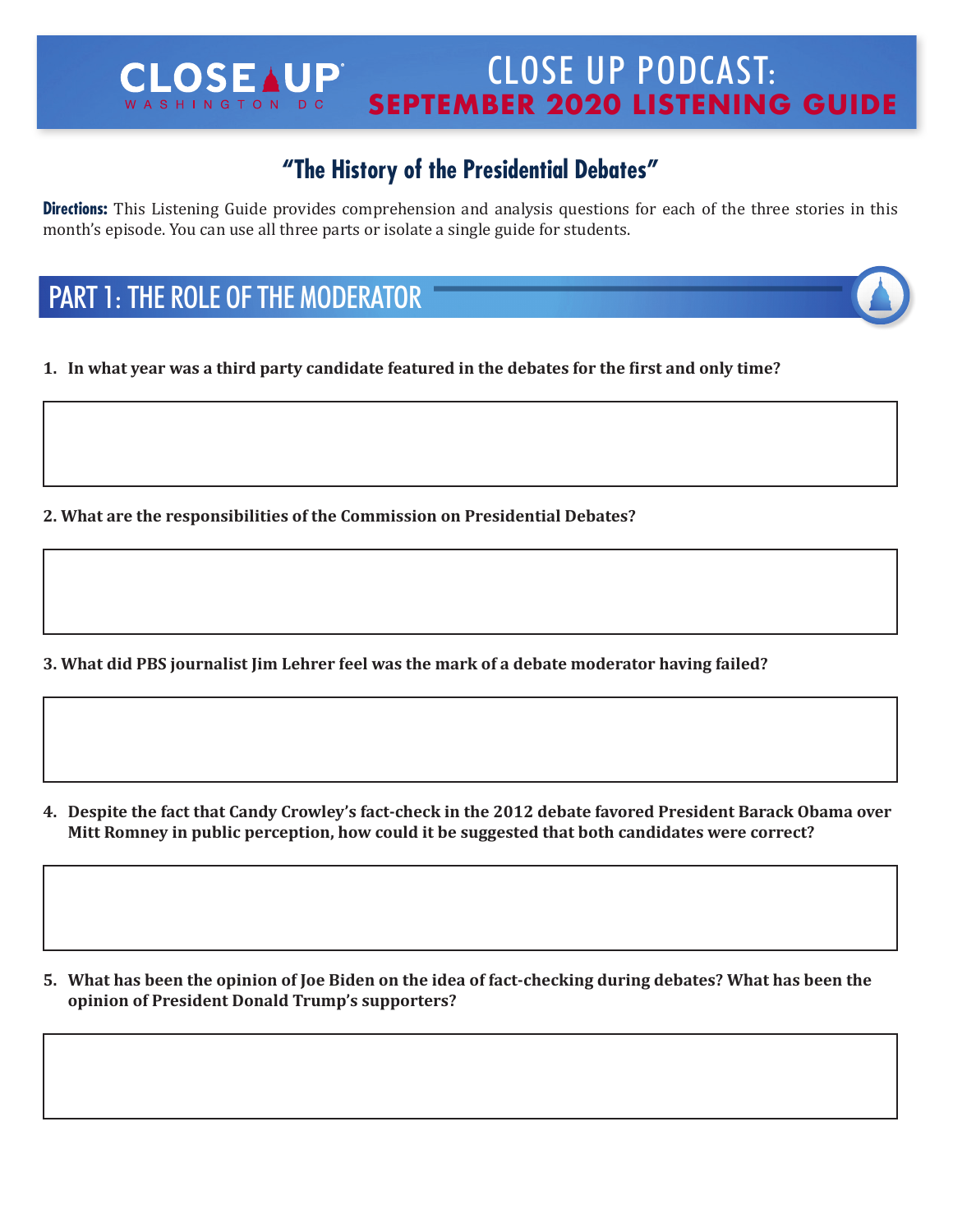# CLOSE UP PODCAST: SEPTEMBER 2020 LISTENING GUIDE

## "The History of the Presidential Debates"

**Directions:** This Listening Guide provides comprehension and analysis questions for each of the three stories in this month's episode. You can use all three parts or isolate a single guide for students.

## PART 1: THE ROLE OF THE MODERATOR

1. **In what year was a third party candidate featured in the debates for the first and only time?**

2. **What are the responsibilities of the Commission on Presidential Debates?**

3. **What did PBS journalist Jim Lehrer feel was the mark of a debate moderator having failed?**

4. **Despite the fact that Candy Crowley's fact-check in the 2012 debate favored President Barack Obama over Mitt Romney in public perception, how could it be suggested that both candidates were correct?**

5. **What has been the opinion of Joe Biden on the idea of fact-checking during debates? What has been the opinion of President Donald Trump's supporters?**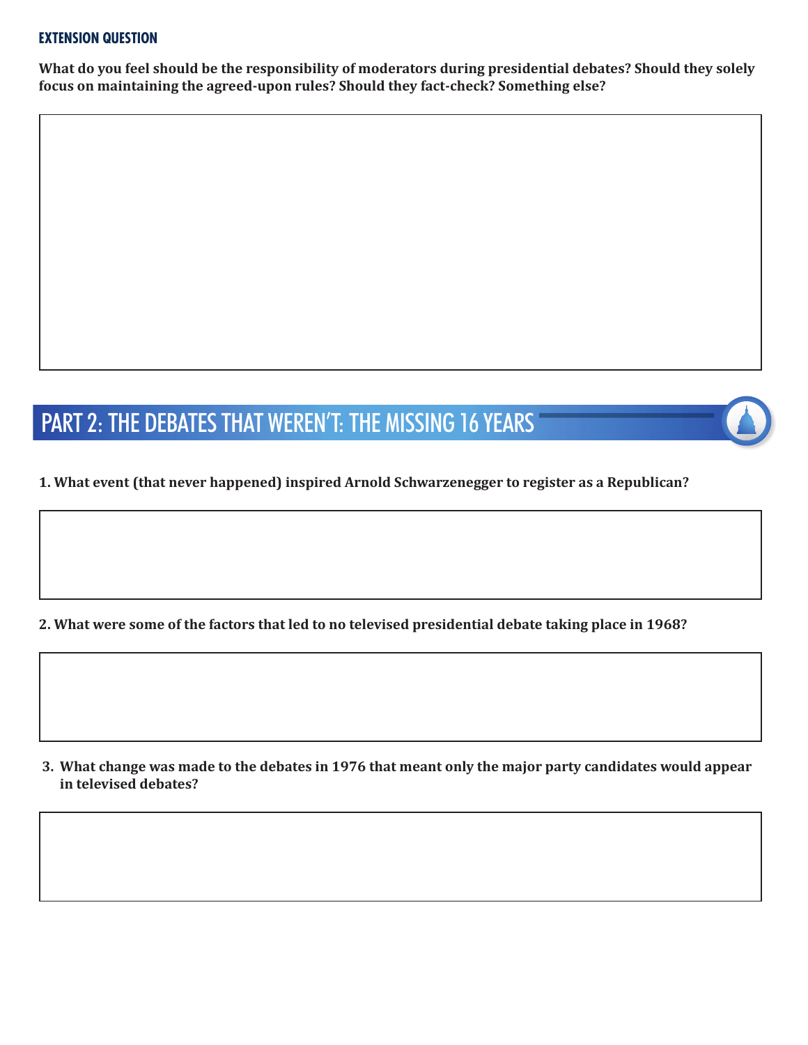### EXTENSION QUESTION

**What do you feel should be the responsibility of moderators during presidential debates? Should they solely focus on maintaining the agreed-upon rules? Should they fact-check? Something else?**

## PART 2: THE DEBATES THAT WEREN'T: THE MISSING 16 YEARS

**1. What event (that never happened) inspired Arnold Schwarzenegger to register as a Republican?**

**2. What were some of the factors that led to no televised presidential debate taking place in 1968?**

**3. What change was made to the debates in 1976 that meant only the major party candidates would appear in televised debates?**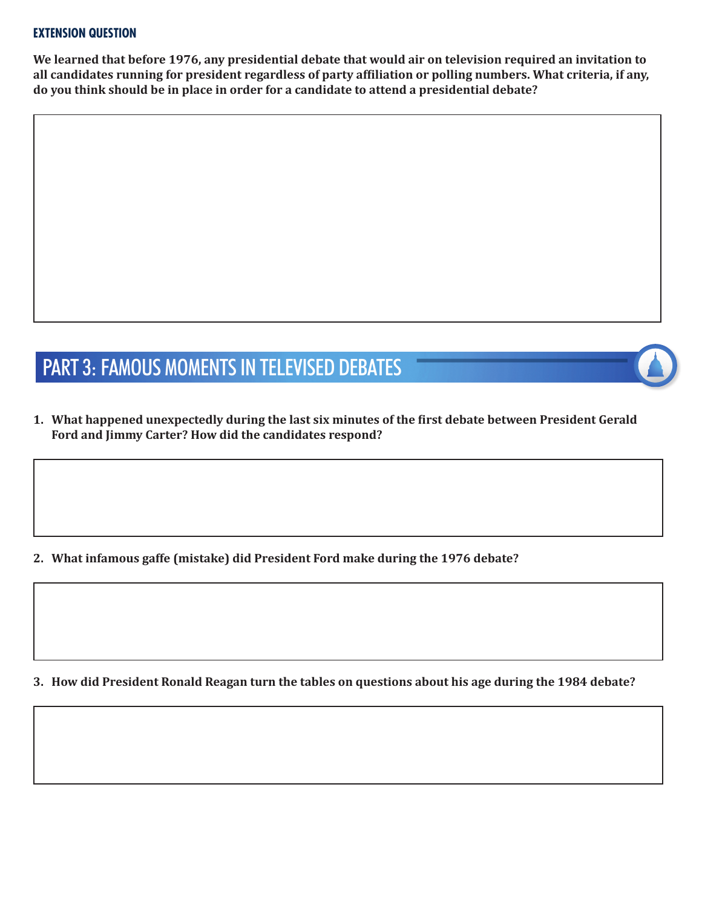### EXTENSION QUESTION

**We learned that before 1976, any presidential debate that would air on television required an invitation to all candidates running for president regardless of party affiliation or polling numbers. What criteria, if any, do you think should be in place in order for a candidate to attend a presidential debate?**

## PART 3: FAMOUS MOMENTS IN TELEVISED DEBATES

1. **What happened unexpectedly during the last six minutes of the first debate between President Gerald Ford and Jimmy Carter? How did the candidates respond?**

2. **What infamous gaffe (mistake) did President Ford make during the 1976 debate?**

3. **How did President Ronald Reagan turn the tables on questions about his age during the 1984 debate?**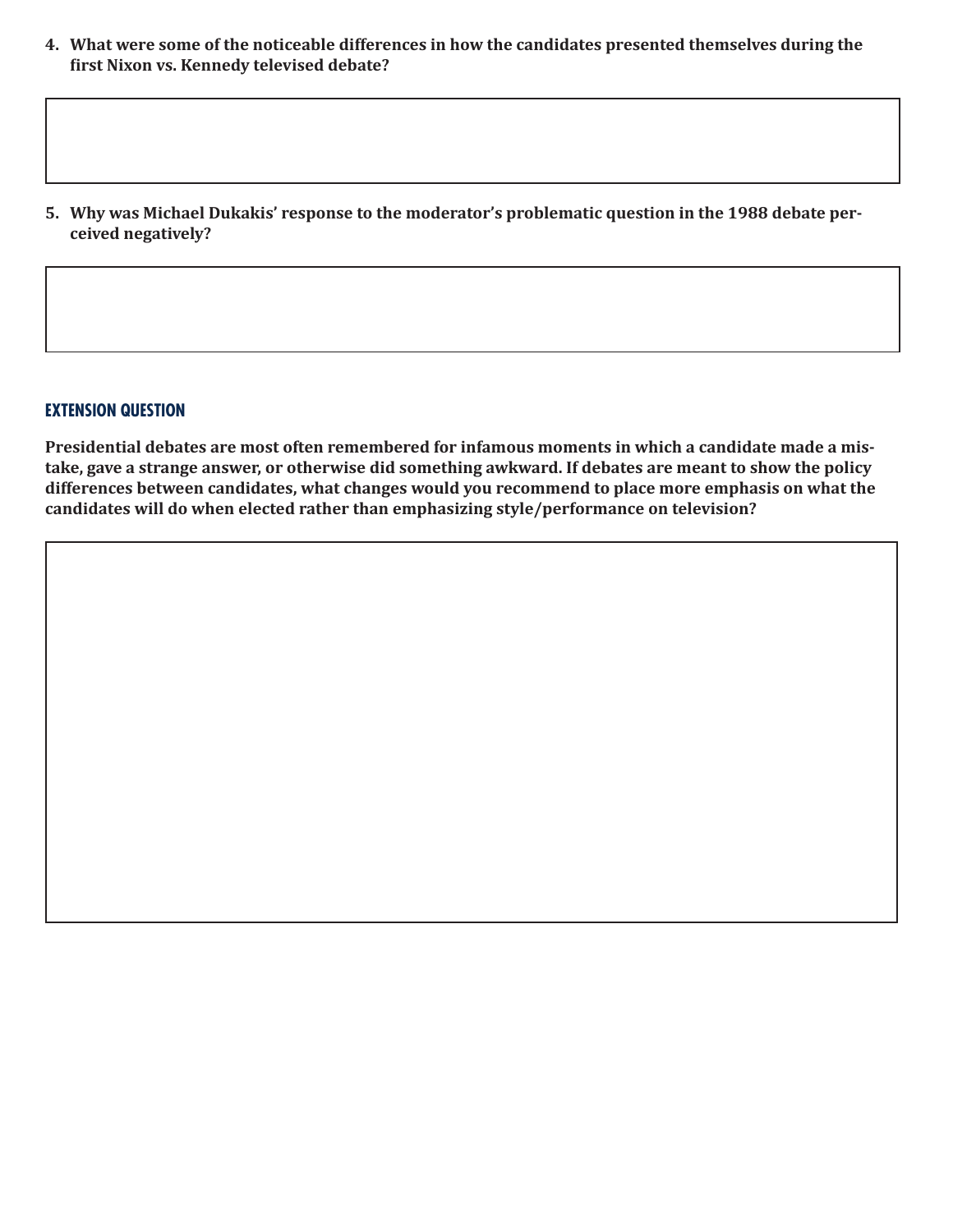**4. What were some of the noticeable differences in how the candidates presented themselves during the first Nixon vs. Kennedy televised debate?**

**5. Why was Michael Dukakis' response to the moderator's problematic question in the 1988 debate perceived negatively?**

## EXTENSION QUESTION

**Presidential debates are most often remembered for infamous moments in which a candidate made a mistake, gave a strange answer, or otherwise did something awkward. If debates are meant to show the policy differences between candidates, what changes would you recommend to place more emphasis on what the candidates will do when elected rather than emphasizing style/performance on television?**